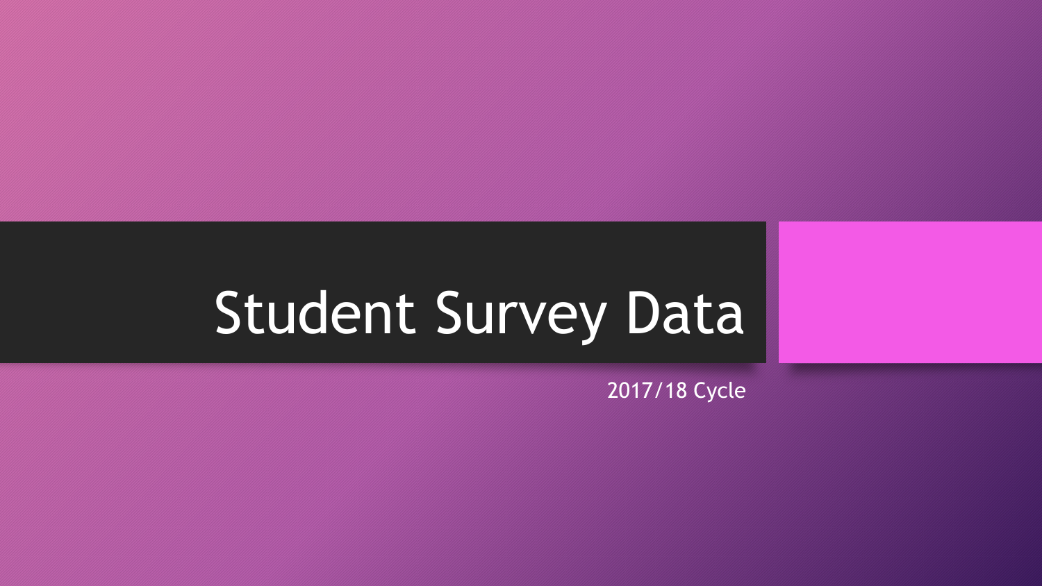# Student Survey Data

2017/18 Cycle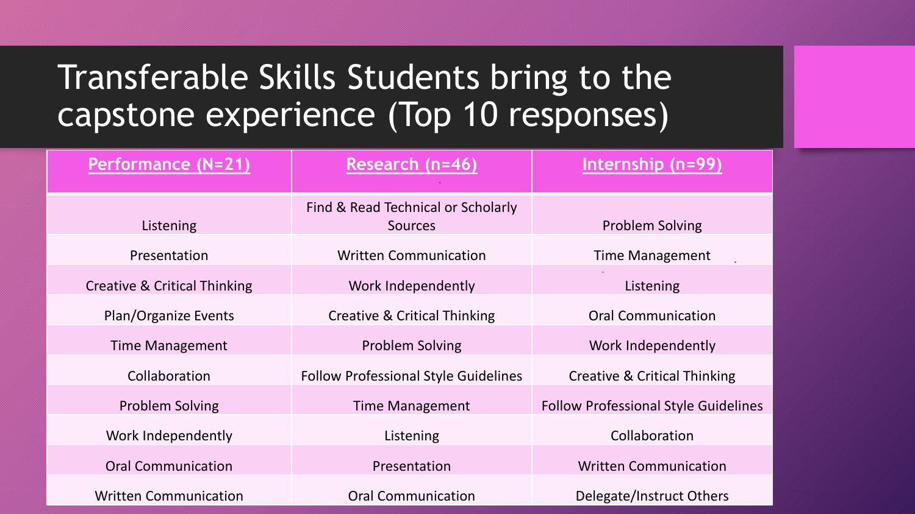# Transferable Skills Students bring to the capstone experience (Top 10 responses)

| Performance (N=21) | Research (n=46) | Internship (n=99) |
| --- | --- | --- |
| Listening | Find & Read Technical or Scholarly Sources | Problem Solving |
| Presentation | Written Communication | Time Management |
| Creative & Critical Thinking | Work Independently | Listening |
| Plan/Organize Events | Creative & Critical Thinking | Oral Communication |
| Time Management | Problem Solving | Work Independently |
| Collaboration | Follow Professional Style Guidelines | Creative & Critical Thinking |
| Problem Solving | Time Management | Follow Professional Style Guidelines |
| Work Independently | Listening | Collaboration |
| Oral Communication | Presentation | Written Communication |
| Written Communication | Oral Communication | Delegate/Instruct Others |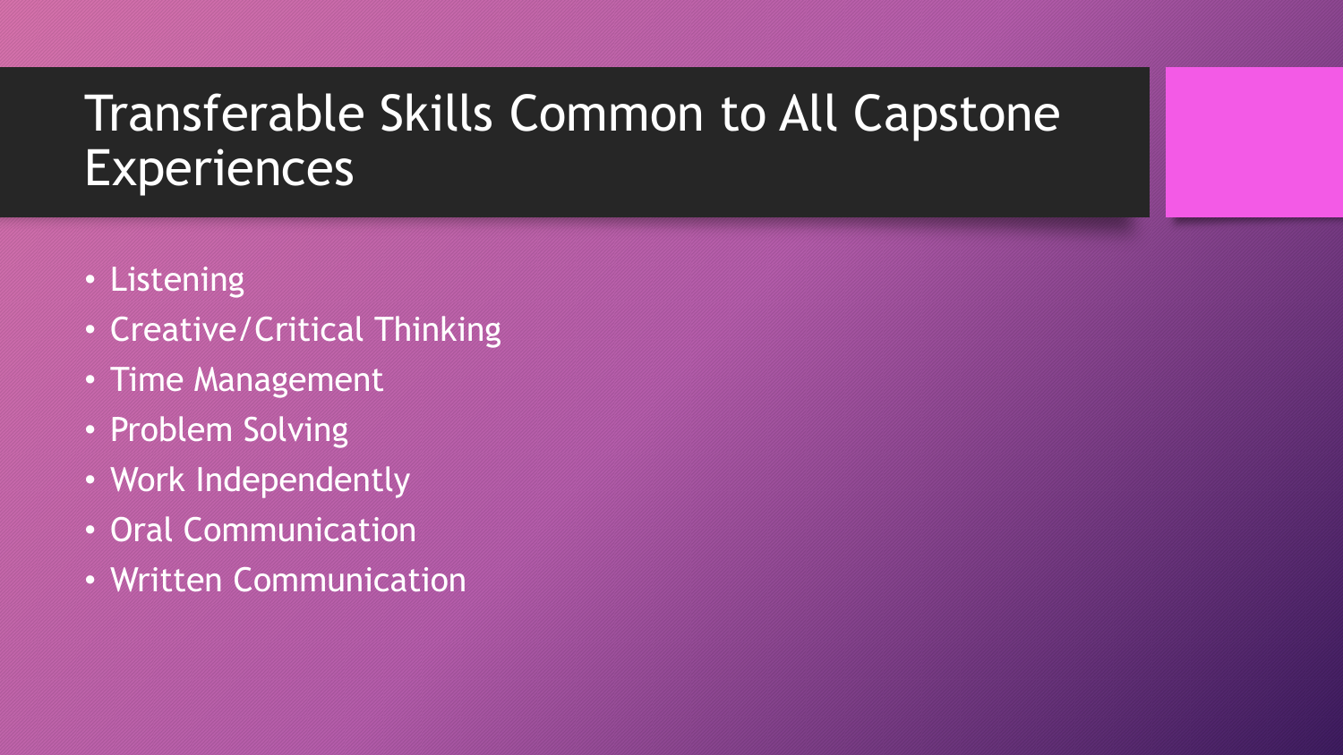# Transferable Skills Common to All Capstone Experiences

- Listening
- Creative/Critical Thinking
- Time Management
- Problem Solving
- Work Independently
- Oral Communication
- Written Communication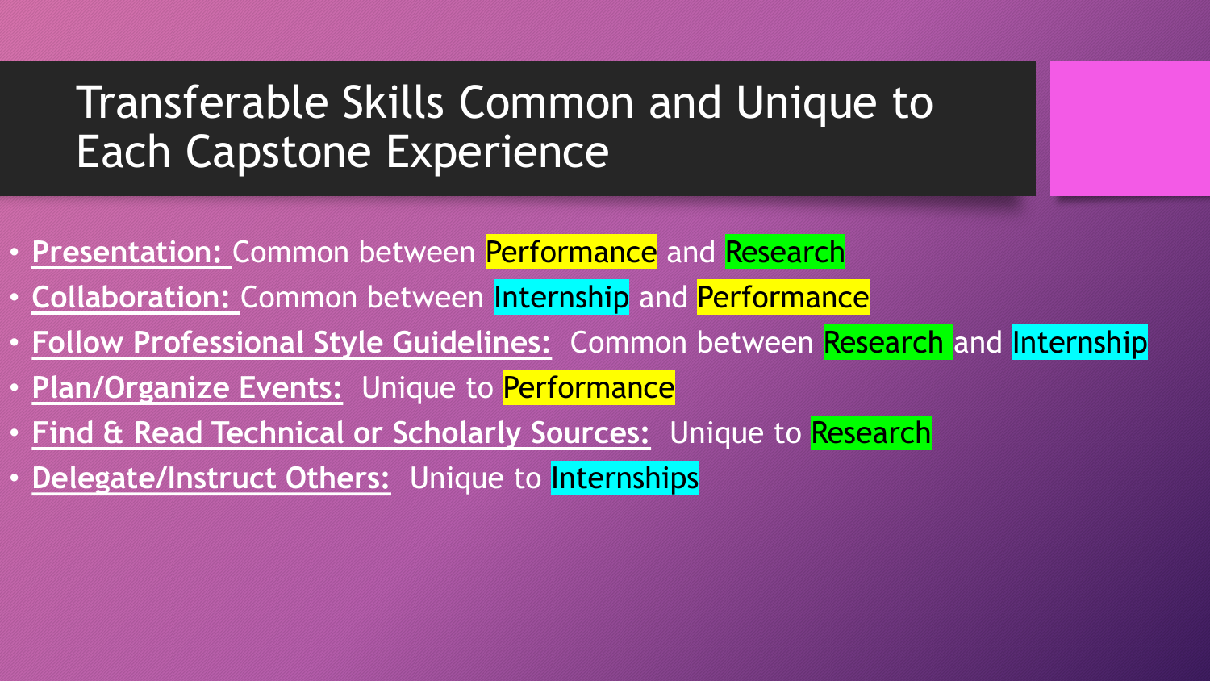# Transferable Skills Common and Unique to Each Capstone Experience

- **Presentation:** Common between Performance and Research
- **Collaboration:** Common between Internship and Performance
- **Follow Professional Style Guidelines:** Common between Research and Internship
- **Plan/Organize Events:** Unique to Performance
- **Find & Read Technical or Scholarly Sources:** Unique to Research
- **Delegate/Instruct Others:** Unique to Internships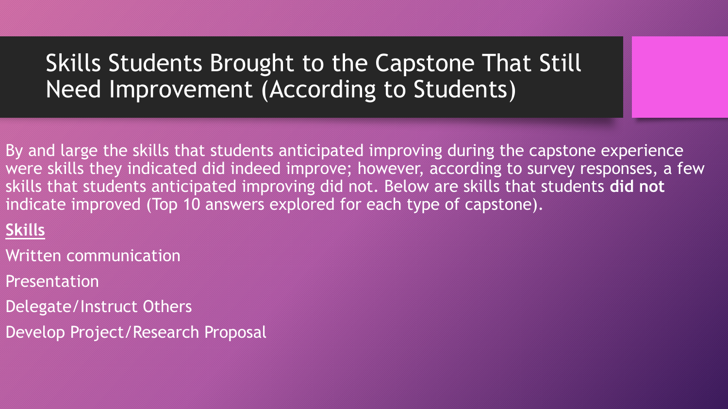# Skills Students Brought to the Capstone That Still Need Improvement (According to Students)

By and large the skills that students anticipated improving during the capstone experience were skills they indicated did indeed improve; however, according to survey responses, a few skills that students anticipated improving did not. Below are skills that students **did not** indicate improved (Top 10 answers explored for each type of capstone).

**Skills**

Written communication

Presentation

Delegate/Instruct Others

Develop Project/Research Proposal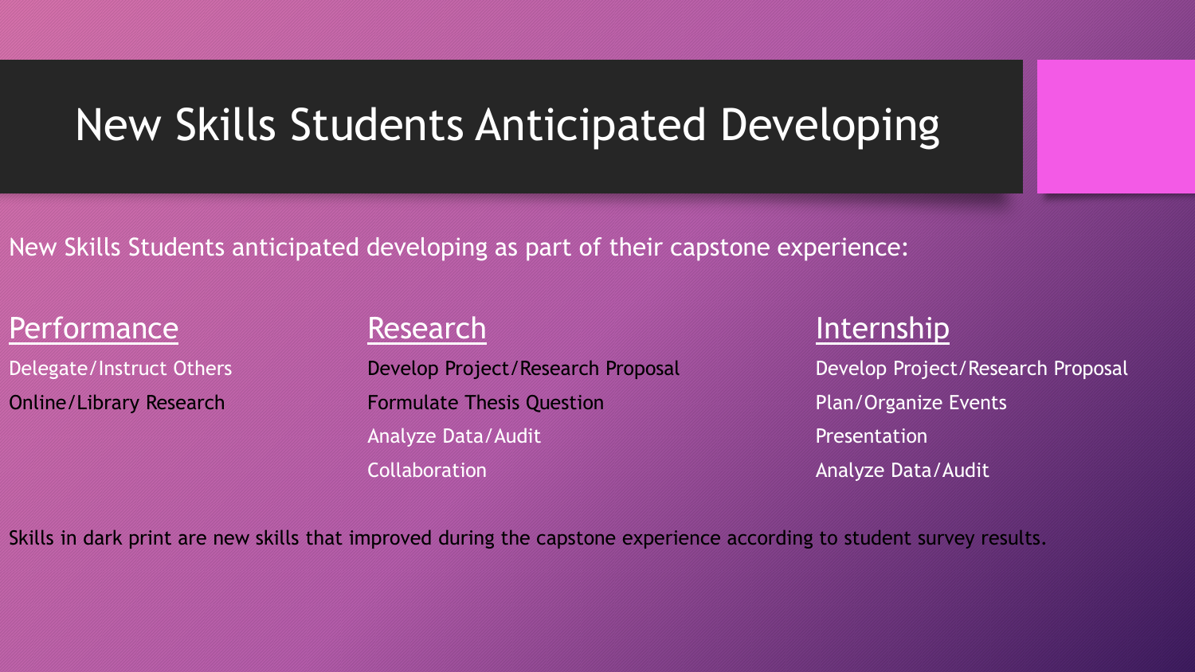# New Skills Students Anticipated Developing

New Skills Students anticipated developing as part of their capstone experience:

## Performance

- Delegate/Instruct Others
- **Online/Library Research**

## Research

- **Develop Project/Research Proposal**
- **Formulate Thesis Question**
- Analyze Data/Audit
- Collaboration

## Internship

- Develop Project/Research Proposal
- Plan/Organize Events
- Presentation
- Analyze Data/Audit

Skills in dark print are new skills that improved during the capstone experience according to student survey results.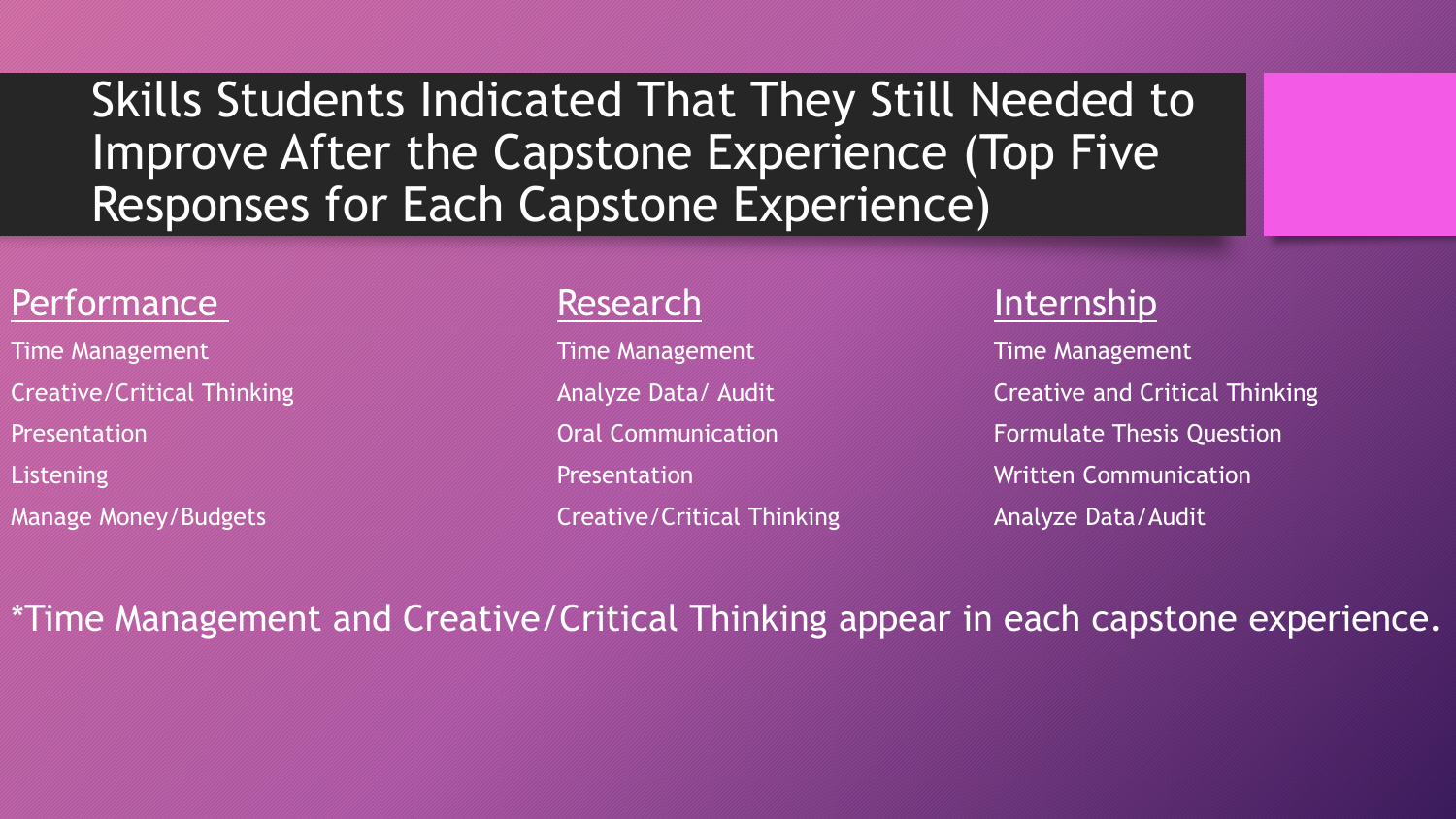# Skills Students Indicated That They Still Needed to Improve After the Capstone Experience (Top Five Responses for Each Capstone Experience)

## Performance

- Time Management
- Creative/Critical Thinking
- Presentation
- Listening
- Manage Money/Budgets

## Research

- Time Management
- Analyze Data/ Audit
- Oral Communication
- Presentation
- Creative/Critical Thinking

## Internship

- Time Management
- Creative and Critical Thinking
- Formulate Thesis Question
- Written Communication
- Analyze Data/Audit

*Time Management and Creative/Critical Thinking appear in each capstone experience.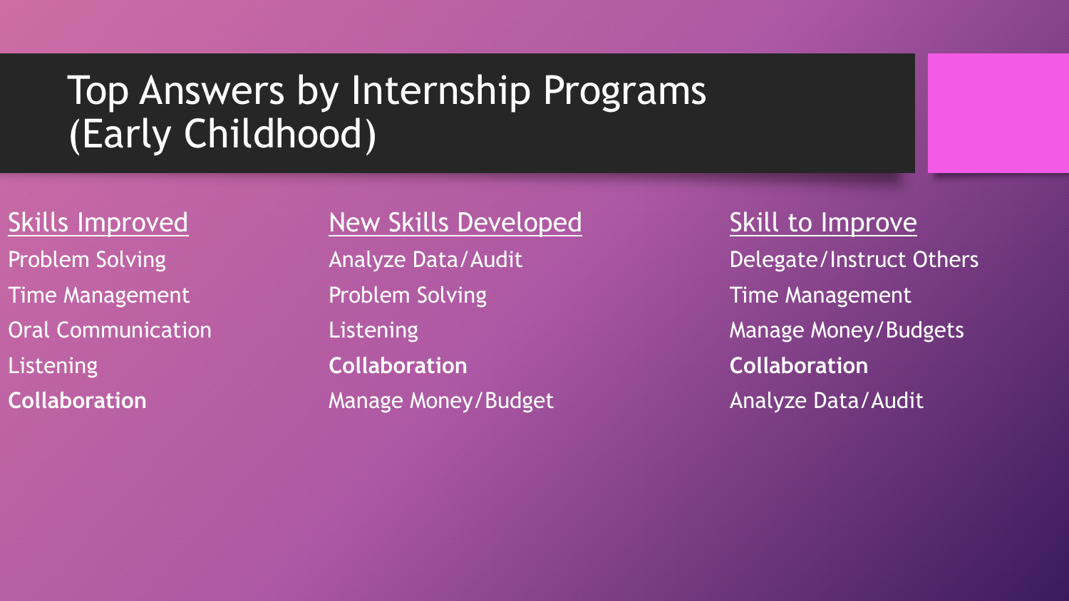# Top Answers by Internship Programs (Early Childhood)

| Skills Improved | New Skills Developed | Skill to Improve |
| --- | --- | --- |
| Problem Solving | Analyze Data/Audit | Delegate/Instruct Others |
| Time Management | Problem Solving | Time Management |
| Oral Communication | Listening | Manage Money/Budgets |
| Listening | **Collaboration** | **Collaboration** |
| **Collaboration** | Manage Money/Budget | Analyze Data/Audit |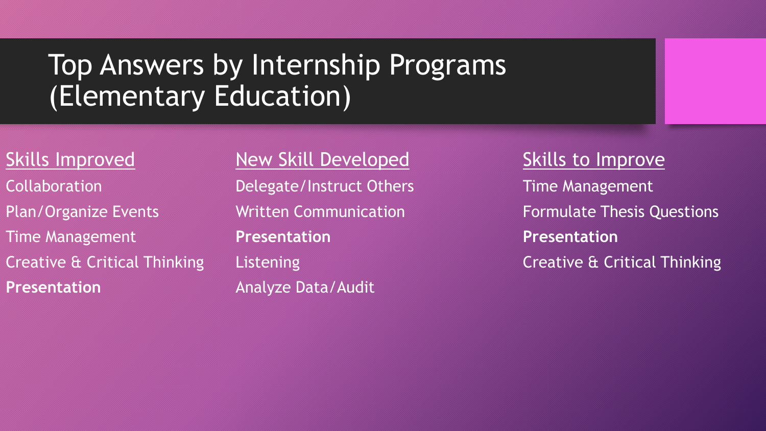# Top Answers by Internship Programs (Elementary Education)

| Skills Improved | New Skill Developed | Skills to Improve |
| --- | --- | --- |
| Collaboration | Delegate/Instruct Others | Time Management |
| Plan/Organize Events | Written Communication | Formulate Thesis Questions |
| Time Management | **Presentation** | **Presentation** |
| Creative & Critical Thinking | Listening | Creative & Critical Thinking |
| **Presentation** | Analyze Data/Audit | |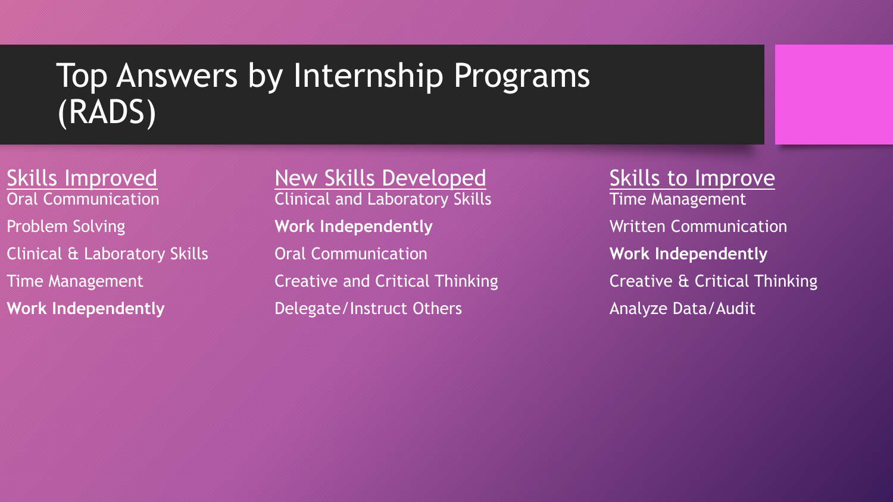# Top Answers by Internship Programs (RADS)

Skills Improved

- Oral Communication
- Problem Solving
- Clinical & Laboratory Skills
- Time Management
- **Work Independently**

New Skills Developed

- Clinical and Laboratory Skills
- **Work Independently**
- Oral Communication
- Creative and Critical Thinking
- Delegate/Instruct Others

Skills to Improve

- Time Management
- Written Communication
- **Work Independently**
- Creative & Critical Thinking
- Analyze Data/Audit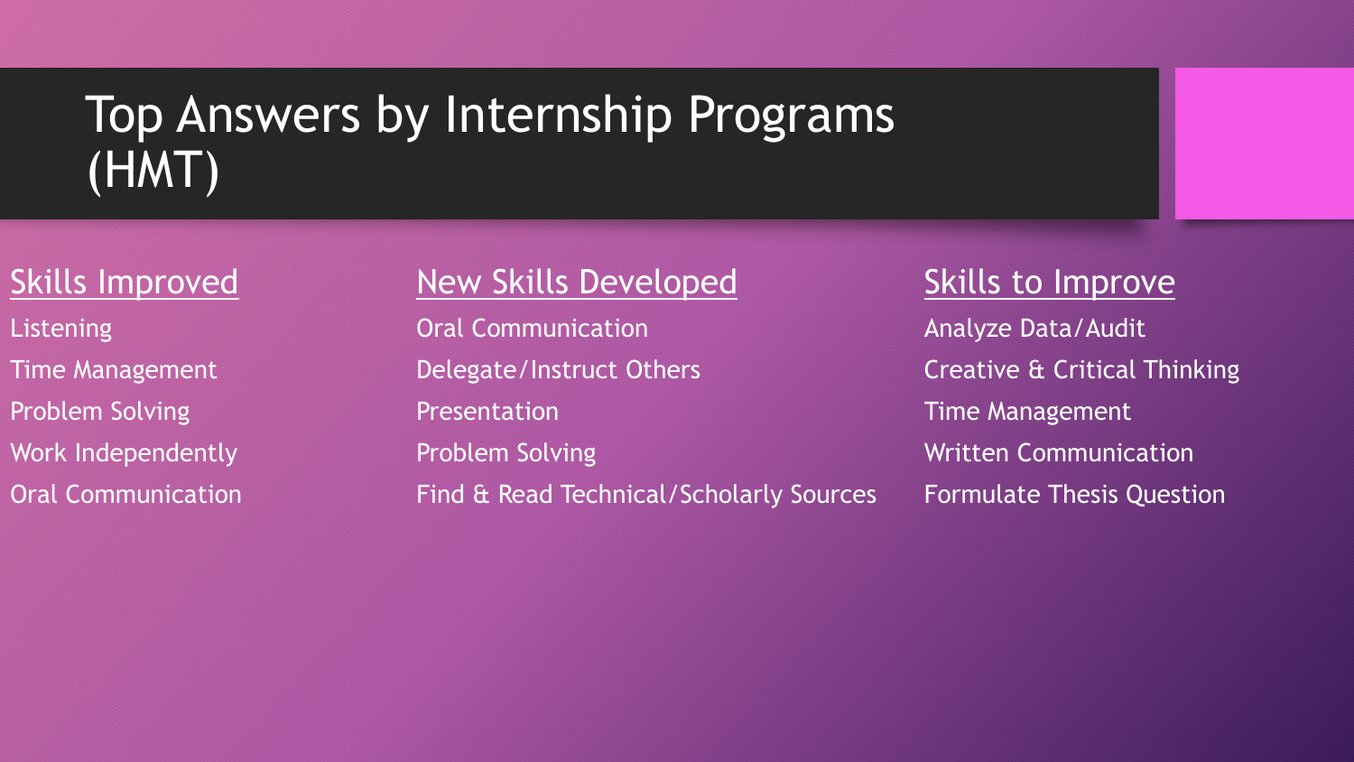# Top Answers by Internship Programs (HMT)

## Skills Improved

Listening
Time Management
Problem Solving
Work Independently
Oral Communication

## New Skills Developed

Oral Communication
Delegate/Instruct Others
Presentation
Problem Solving
Find & Read Technical/Scholarly Sources

## Skills to Improve

Analyze Data/Audit
Creative & Critical Thinking
Time Management
Written Communication
Formulate Thesis Question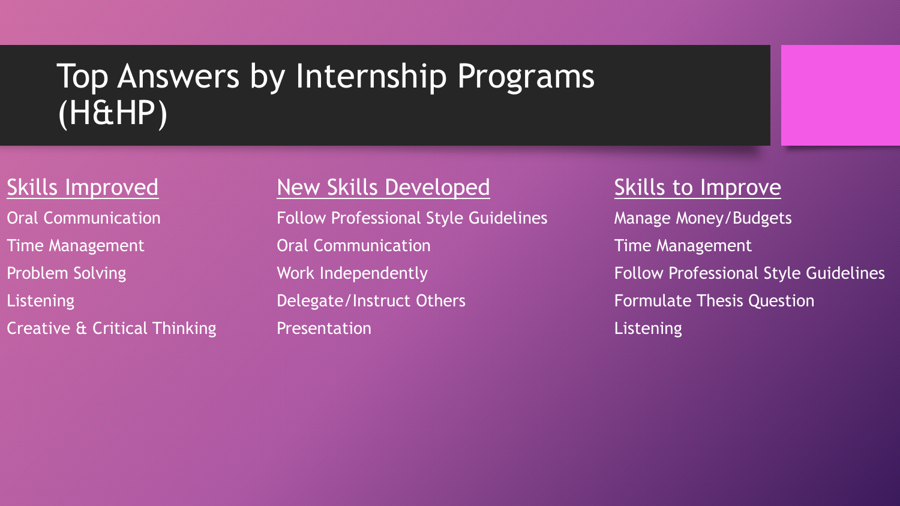# Top Answers by Internship Programs (H&HP)

## Skills Improved

Oral Communication
Time Management
Problem Solving
Listening
Creative & Critical Thinking

## New Skills Developed

Follow Professional Style Guidelines
Oral Communication
Work Independently
Delegate/Instruct Others
Presentation

## Skills to Improve

Manage Money/Budgets
Time Management
Follow Professional Style Guidelines
Formulate Thesis Question
Listening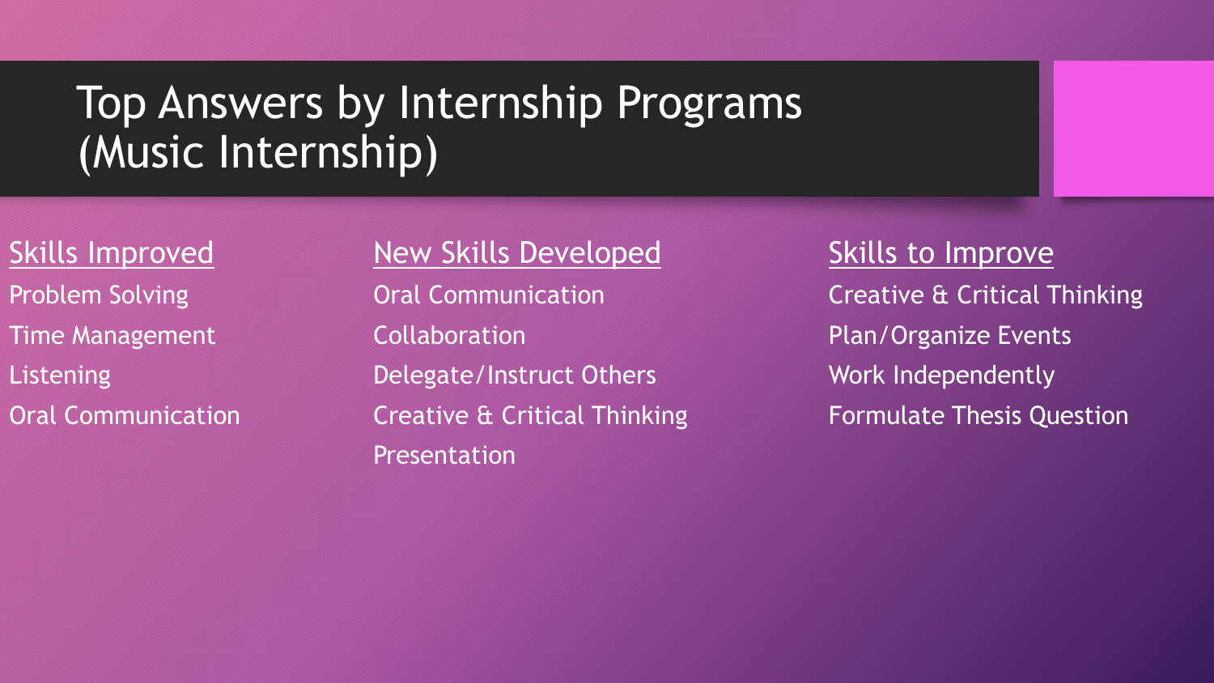# Top Answers by Internship Programs (Music Internship)

**Skills Improved**

- Problem Solving
- Time Management
- Listening
- Oral Communication

**New Skills Developed**

- Oral Communication
- Collaboration
- Delegate/Instruct Others
- Creative & Critical Thinking
- Presentation

**Skills to Improve**

- Creative & Critical Thinking
- Plan/Organize Events
- Work Independently
- Formulate Thesis Question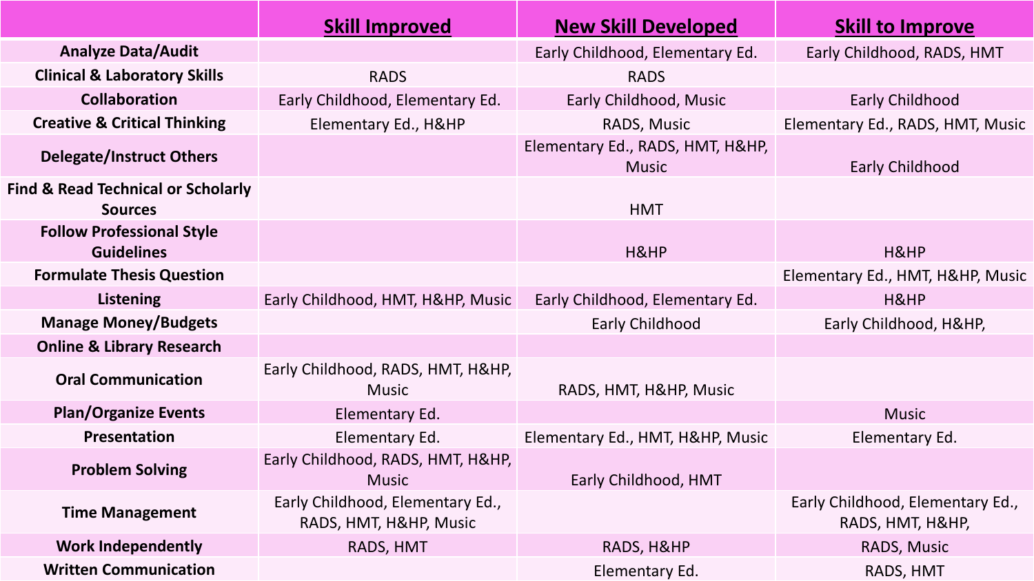| | Skill Improved | New Skill Developed | Skill to Improve |
|---|---|---|---|
| **Analyze Data/Audit** | | Early Childhood, Elementary Ed. | Early Childhood, RADS, HMT |
| **Clinical & Laboratory Skills** | RADS | RADS | |
| **Collaboration** | Early Childhood, Elementary Ed. | Early Childhood, Music | Early Childhood |
| **Creative & Critical Thinking** | Elementary Ed., H&HP | RADS, Music | Elementary Ed., RADS, HMT, Music |
| **Delegate/Instruct Others** | | Elementary Ed., RADS, HMT, H&HP, Music | Early Childhood |
| **Find & Read Technical or Scholarly Sources** | | HMT | |
| **Follow Professional Style Guidelines** | | H&HP | H&HP |
| **Formulate Thesis Question** | | | Elementary Ed., HMT, H&HP, Music |
| **Listening** | Early Childhood, HMT, H&HP, Music | Early Childhood, Elementary Ed. | H&HP |
| **Manage Money/Budgets** | | Early Childhood | Early Childhood, H&HP, |
| **Online & Library Research** | | | |
| **Oral Communication** | Early Childhood, RADS, HMT, H&HP, Music | RADS, HMT, H&HP, Music | |
| **Plan/Organize Events** | Elementary Ed. | | Music |
| **Presentation** | Elementary Ed. | Elementary Ed., HMT, H&HP, Music | Elementary Ed. |
| **Problem Solving** | Early Childhood, RADS, HMT, H&HP, Music | Early Childhood, HMT | |
| **Time Management** | Early Childhood, Elementary Ed., RADS, HMT, H&HP, Music | | Early Childhood, Elementary Ed., RADS, HMT, H&HP, |
| **Work Independently** | RADS, HMT | RADS, H&HP | RADS, Music |
| **Written Communication** | | Elementary Ed. | RADS, HMT |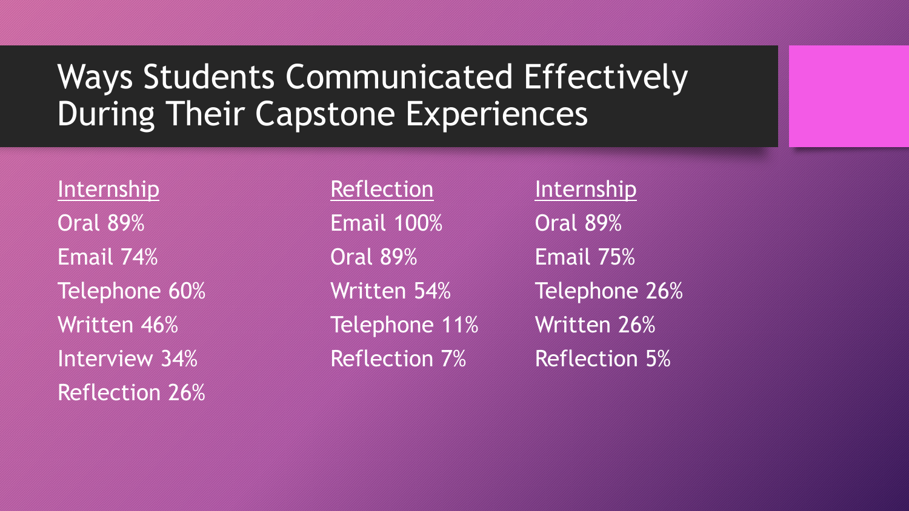# Ways Students Communicated Effectively During Their Capstone Experiences

<u>Internship</u>

- Oral 89%
- Email 74%
- Telephone 60%
- Written 46%
- Interview 34%
- Reflection 26%

<u>Reflection</u>

- Email 100%
- Oral 89%
- Written 54%
- Telephone 11%
- Reflection 7%

<u>Internship</u>

- Oral 89%
- Email 75%
- Telephone 26%
- Written 26%
- Reflection 5%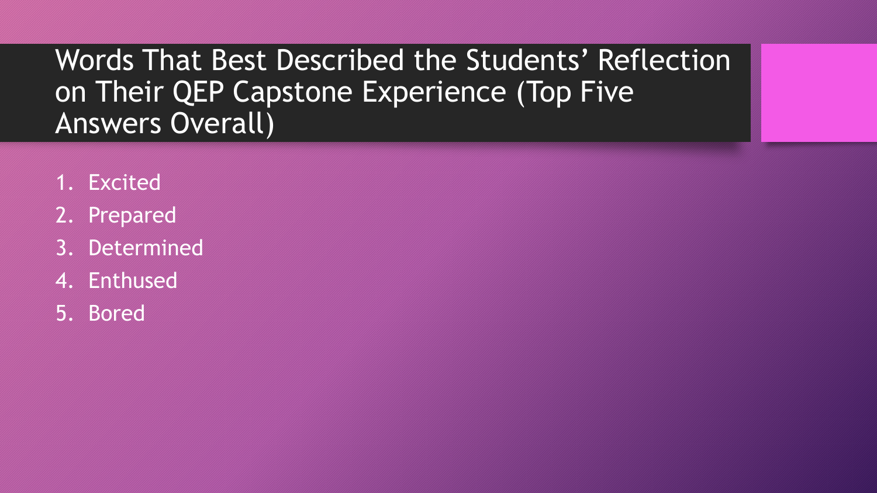# Words That Best Described the Students' Reflection on Their QEP Capstone Experience (Top Five Answers Overall)

1. Excited
2. Prepared
3. Determined
4. Enthused
5. Bored